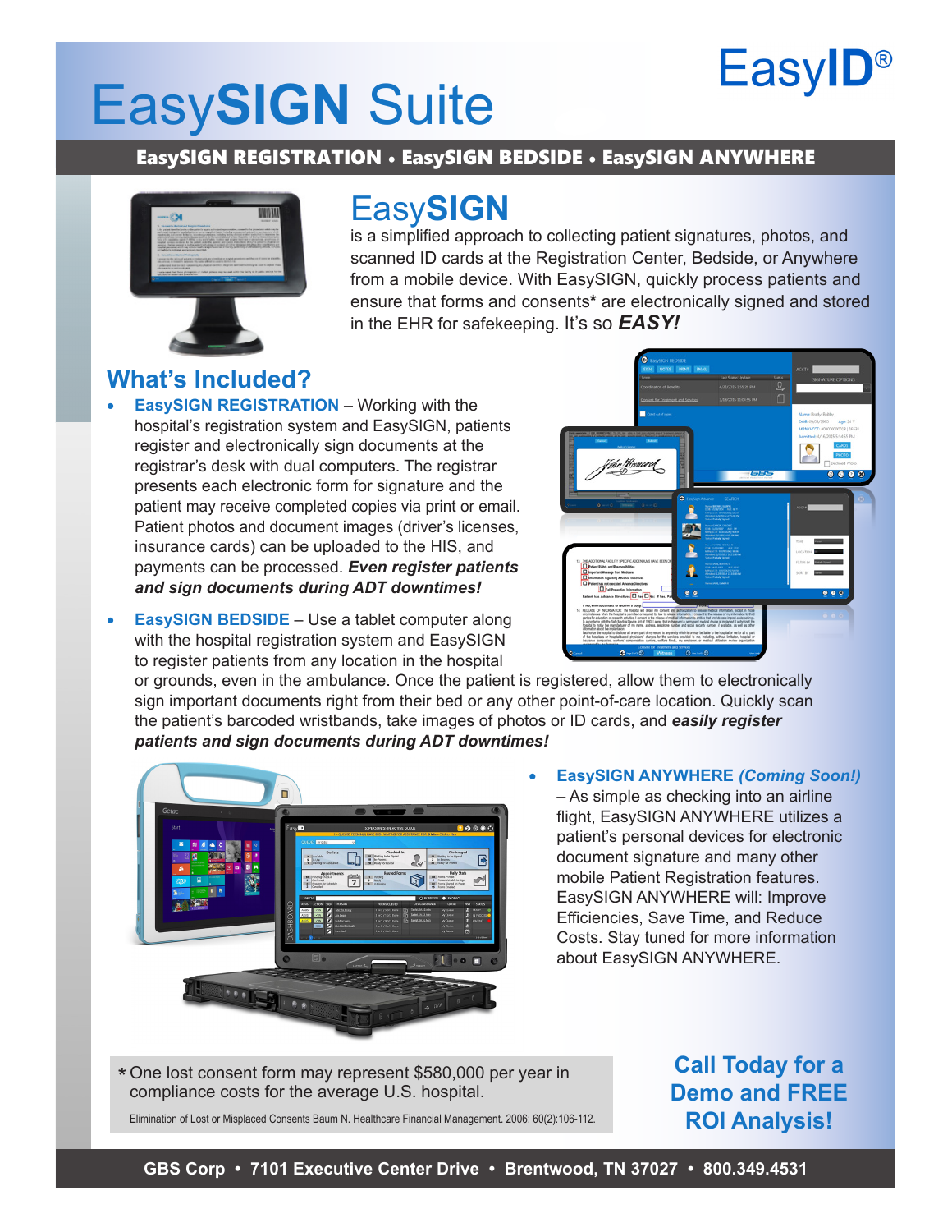EasyID®

# EasySIGN Suite

**EasySIGN REGISTRATION • EasySIGN BEDSIDE • EasySIGN ANYWHERE**

## EasySIGN

is a simplified approach to collecting patient signatures, photos, and scanned ID cards at the Registration Center, Bedside, or Anywhere from a mobile device. With EasySIGN, quickly process patients and ensure that forms and consents* are electronically signed and stored in the EHR for safekeeping. It's so ***EASY!***

## What's Included?

- **EasySIGN REGISTRATION** – Working with the hospital's registration system and EasySIGN, patients register and electronically sign documents at the registrar's desk with dual computers. The registrar presents each electronic form for signature and the patient may receive completed copies via print or email. Patient photos and document images (driver's licenses, insurance cards) can be uploaded to the HIS, and payments can be processed. ***Even register patients and sign documents during ADT downtimes!***
- **EasySIGN BEDSIDE** – Use a tablet computer along with the hospital registration system and EasySIGN to register patients from any location in the hospital or grounds, even in the ambulance. Once the patient is registered, allow them to electronically sign important documents right from their bed or any other point-of-care location. Quickly scan the patient's barcoded wristbands, take images of photos or ID cards, and ***easily register patients and sign documents during ADT downtimes!***
- **EasySIGN ANYWHERE** ***(Coming Soon!)*** – As simple as checking into an airline flight, EasySIGN ANYWHERE utilizes a patient's personal devices for electronic document signature and many other mobile Patient Registration features. EasySIGN ANYWHERE will: Improve Efficiencies, Save Time, and Reduce Costs. Stay tuned for more information about EasySIGN ANYWHERE.

\* One lost consent form may represent $580,000 per year in compliance costs for the average U.S. hospital.

Elimination of Lost or Misplaced Consents Baum N. Healthcare Financial Management. 2006; 60(2):106-112.

**Call Today for a Demo and FREE ROI Analysis!**

**GBS Corp • 7101 Executive Center Drive • Brentwood, TN 37027 • 800.349.4531**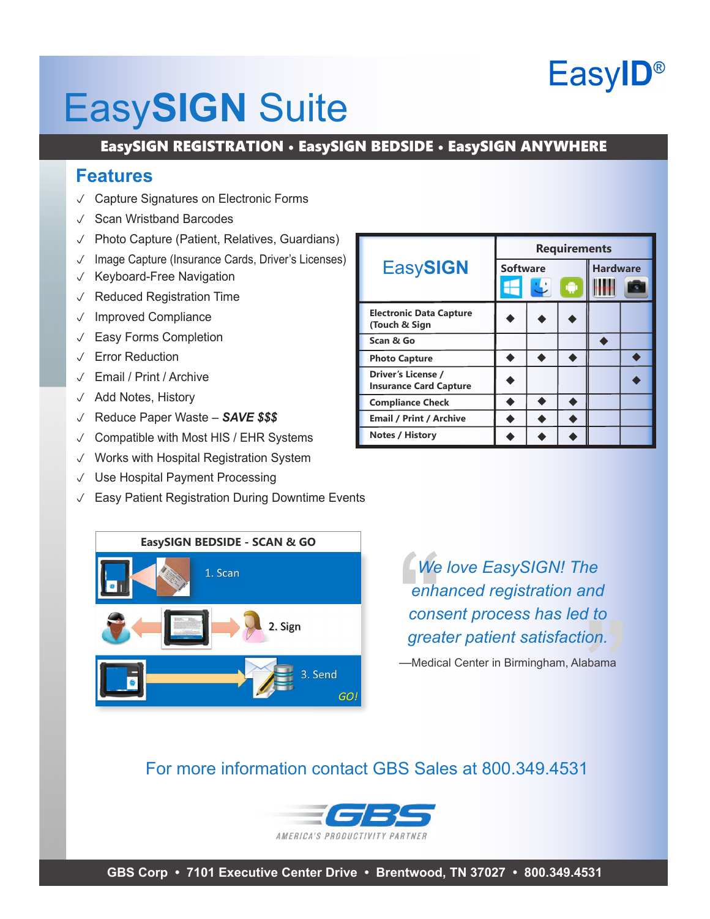EasyID®

# EasySIGN Suite

**EasySIGN REGISTRATION • EasySIGN BEDSIDE • EasySIGN ANYWHERE**

## Features

- ✓ Capture Signatures on Electronic Forms
- ✓ Scan Wristband Barcodes
- ✓ Photo Capture (Patient, Relatives, Guardians)
- ✓ Image Capture (Insurance Cards, Driver's Licenses)
- ✓ Keyboard-Free Navigation
- ✓ Reduced Registration Time
- ✓ Improved Compliance
- ✓ Easy Forms Completion
- ✓ Error Reduction
- ✓ Email / Print / Archive
- ✓ Add Notes, History
- ✓ Reduce Paper Waste – ***SAVE $$$***
- ✓ Compatible with Most HIS / EHR Systems
- ✓ Works with Hospital Registration System
- ✓ Use Hospital Payment Processing
- ✓ Easy Patient Registration During Downtime Events

| EasySIGN | Requirements | | | | |
|---|---|---|---|---|---|
| | Software | | | Hardware | |
| | Windows | Mac | Android | Barcode Scanner | Camera |
| Electronic Data Capture (Touch & Sign | ◆ | ◆ | ◆ | | |
| Scan & Go | | | | ◆ | |
| Photo Capture | ◆ | ◆ | ◆ | | ◆ |
| Driver's License / Insurance Card Capture | ◆ | | | | ◆ |
| Compliance Check | ◆ | ◆ | ◆ | | |
| Email / Print / Archive | ◆ | ◆ | ◆ | | |
| Notes / History | ◆ | ◆ | ◆ | | |

**EasySIGN BEDSIDE - SCAN & GO**

1. Scan
2. Sign
3. Send

*GO!*

*"We love EasySIGN! The enhanced registration and consent process has led to greater patient satisfaction."*

—Medical Center in Birmingham, Alabama

For more information contact GBS Sales at 800.349.4531

GBS
AMERICA'S PRODUCTIVITY PARTNER

**GBS Corp • 7101 Executive Center Drive • Brentwood, TN 37027 • 800.349.4531**